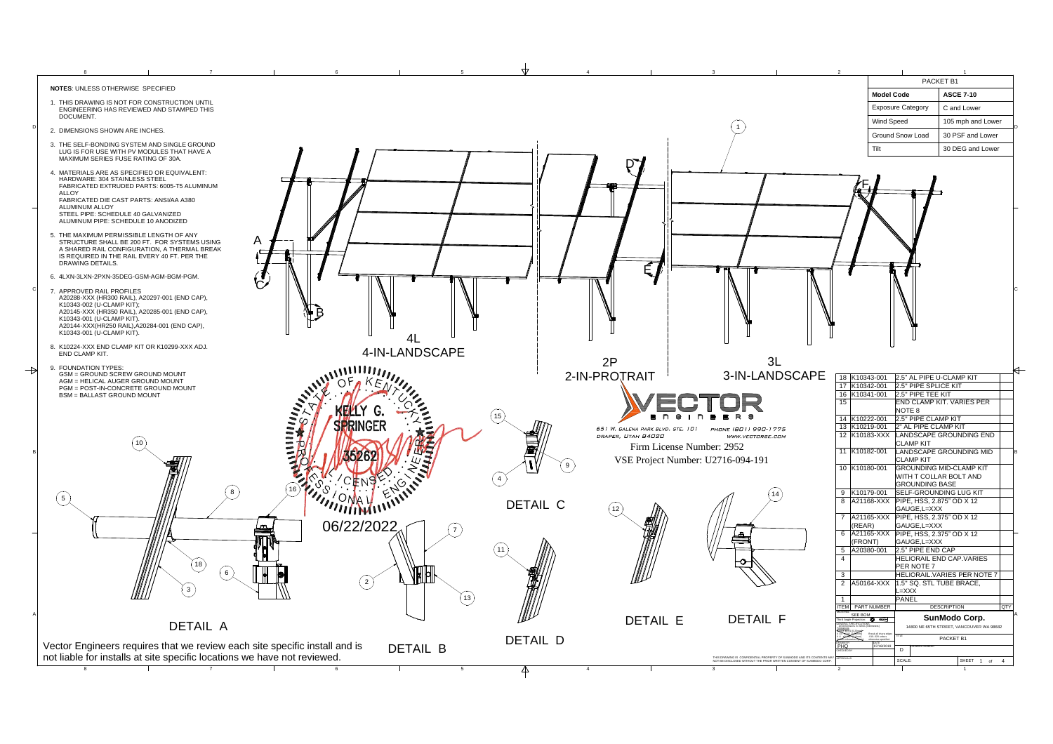**NOTES**: UNLESS OTHERWISE SPECIFIED

1. THIS DRAWING IS NOT FOR CONSTRUCTION UNTIL ENGINEERING HAS REVIEWED AND STAMPED THIS DOCUMENT.
2. DIMENSIONS SHOWN ARE INCHES.
3. THE SELF-BONDING SYSTEM AND SINGLE GROUND LUG IS FOR USE WITH PV MODULES THAT HAVE A MAXIMUM SERIES FUSE RATING OF 30A.
4. MATERIALS ARE AS SPECIFIED OR EQUIVALENT:
   HARDWARE: 304 STAINLESS STEEL
   FABRICATED EXTRUDED PARTS: 6005-T5 ALUMINUM ALLOY
   FABRICATED DIE CAST PARTS: ANSI/AA A380 ALUMINUM ALLOY
   STEEL PIPE: SCHEDULE 40 GALVANIZED
   ALUMINUM PIPE: SCHEDULE 10 ANODIZED
5. THE MAXIMUM PERMISSIBLE LENGTH OF ANY STRUCTURE SHALL BE 200 FT. FOR SYSTEMS USING A SHARED RAIL CONFIGURATION, A THERMAL BREAK IS REQUIRED IN THE RAIL EVERY 40 FT. PER THE DRAWING DETAILS.
6. 4LXN-3LXN-2PXN-35DEG-GSM-AGM-BGM-PGM.
7. APPROVED RAIL PROFILES
   A20288-XXX (HR300 RAIL), A20297-001 (END CAP), K10343-002 (U-CLAMP KIT);
   A20145-XXX (HR350 RAIL), A20285-001 (END CAP), K10343-001 (U-CLAMP KIT).
   A20144-XXX(HR250 RAIL),A20284-001 (END CAP), K10343-001 (U-CLAMP KIT).
8. K10224-XXX END CLAMP KIT OR K10299-XXX ADJ. END CLAMP KIT.
9. FOUNDATION TYPES:
   GSM = GROUND SCREW GROUND MOUNT
   AGM = HELICAL AUGER GROUND MOUNT
   PGM = POST-IN-CONCRETE GROUND MOUNT
   BSM = BALLAST GROUND MOUNT

| PACKET B1 | |
|---|---|
| **Model Code** | **ASCE 7-10** |
| Exposure Category | C and Lower |
| Wind Speed | 105 mph and Lower |
| Ground Snow Load | 30 PSF and Lower |
| Tilt | 30 DEG and Lower |

4L
4-IN-LANDSCAPE

2P
2-IN-PROTRAIT

3L
3-IN-LANDSCAPE

STATE OF KENTUCKY
KELLY G. SPRINGER
35262
LICENSED PROFESSIONAL ENGINEER
06/22/2022

VECTOR ENGINEERS
651 W. GALENA PARK BLVD, STE. 101 PHONE (801) 990-1775
DRAPER, UTAH 84020 WWW.VECTORSE.COM
Firm License Number: 2952
VSE Project Number: U2716-094-191

DETAIL A

DETAIL B

DETAIL C

DETAIL D

DETAIL E

DETAIL F

Vector Engineers requires that we review each site specific install and is not liable for installs at site specific locations we have not reviewed.

| ITEM | PART NUMBER | DESCRIPTION | QTY |
|---|---|---|---|
| 18 | K10343-001 | 2.5" AL PIPE U-CLAMP KIT | |
| 17 | K10342-001 | 2.5" PIPE SPLICE KIT | |
| 16 | K10341-001 | 2.5" PIPE TEE KIT | |
| 15 | | END CLAMP KIT. VARIES PER NOTE 8 | |
| 14 | K10222-001 | 2.5" PIPE CLAMP KIT | |
| 13 | K10219-001 | 2" AL PIPE CLAMP KIT | |
| 12 | K10183-XXX | LANDSCAPE GROUNDING END CLAMP KIT | |
| 11 | K10182-001 | LANDSCAPE GROUNDING MID CLAMP KIT | |
| 10 | K10180-001 | GROUNDING MID-CLAMP KIT WITH T COLLAR BOLT AND GROUNDING BASE | |
| 9 | K10179-001 | SELF-GROUNDING LUG KIT | |
| 8 | A21168-XXX | PIPE, HSS, 2.875" OD X 12 GAUGE,L=XXX | |
| 7 | A21165-XXX (REAR) | PIPE, HSS, 2.375" OD X 12 GAUGE,L=XXX | |
| 6 | A21165-XXX (FRONT) | PIPE, HSS, 2.375" OD X 12 GAUGE,L=XXX | |
| 5 | A20380-001 | 2.5" PIPE END CAP | |
| 4 | | HELIORAIL END CAP.VARIES PER NOTE 7 | |
| 3 | | HELIORAIL.VARIES PER NOTE 7 | |
| 2 | A50164-XXX | 1.5" SQ. STL TUBE BRACE, L=XXX | |
| 1 | | PANEL | |

**SunModo Corp.**
14800 NE 65TH STREET, VANCOUVER WA 98682

TITLE: PACKET B1
SIZE: D
DRAWN: PHO 07/30/2019
SCALE:

THIS DRAWING IS CONFIDENTIAL PROPERTY OF SUNMODO AND ITS CONTENTS MAY NOT BE DISCLOSED WITHOUT THE PRIOR WRITTEN CONSENT OF SUNMODO CORP.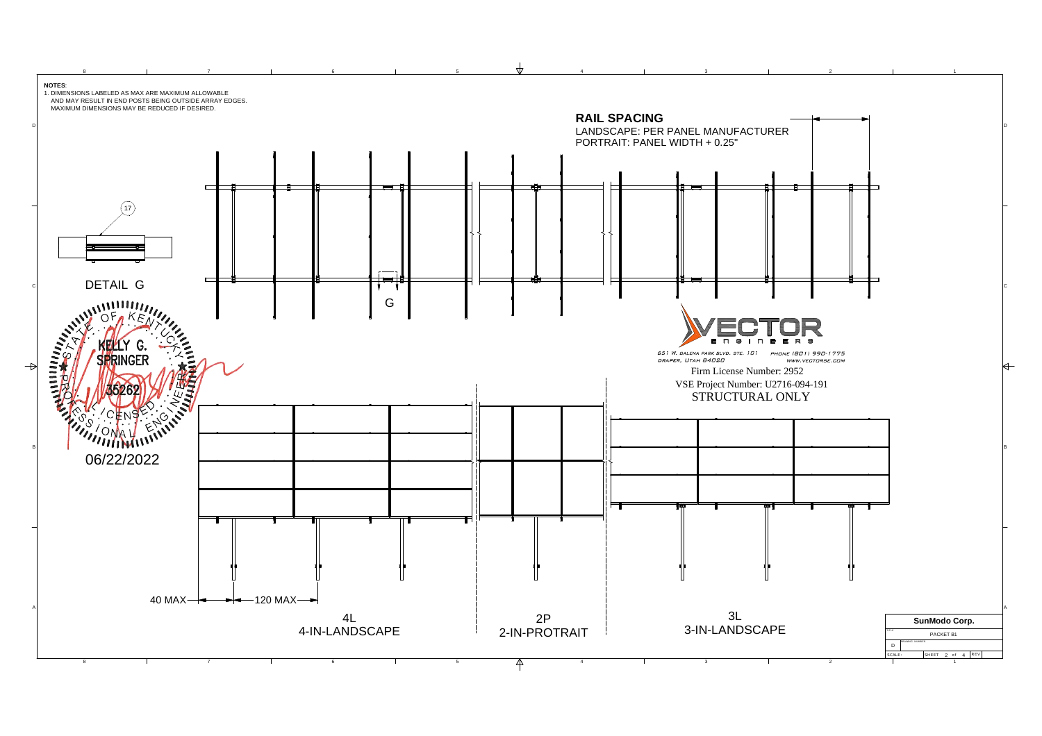**NOTES**:

1. DIMENSIONS LABELED AS MAX ARE MAXIMUM ALLOWABLE AND MAY RESULT IN END POSTS BEING OUTSIDE ARRAY EDGES. MAXIMUM DIMENSIONS MAY BE REDUCED IF DESIRED.

## RAIL SPACING

LANDSCAPE: PER PANEL MANUFACTURER
PORTRAIT: PANEL WIDTH + 0.25"

17

DETAIL G

G

STATE OF KENTUCKY
KELLY G. SPRINGER
35262
LICENSED PROFESSIONAL ENGINEER

06/22/2022

VECTOR ENGINEERS
651 W. GALENA PARK BLVD. STE. 101
DRAPER, UTAH 84020
PHONE (801) 990-1775
WWW.VECTORSE.COM

Firm License Number: 2952
VSE Project Number: U2716-094-191
STRUCTURAL ONLY

40 MAX

120 MAX

4L
4-IN-LANDSCAPE

2P
2-IN-PROTRAIT

3L
3-IN-LANDSCAPE

| SunModo Corp. | |
|---|---|
| TITLE | PACKET B1 |
| SIZE: D | DRAWING NUMBER |
| SCALE: | SHEET 2 of 4 REV |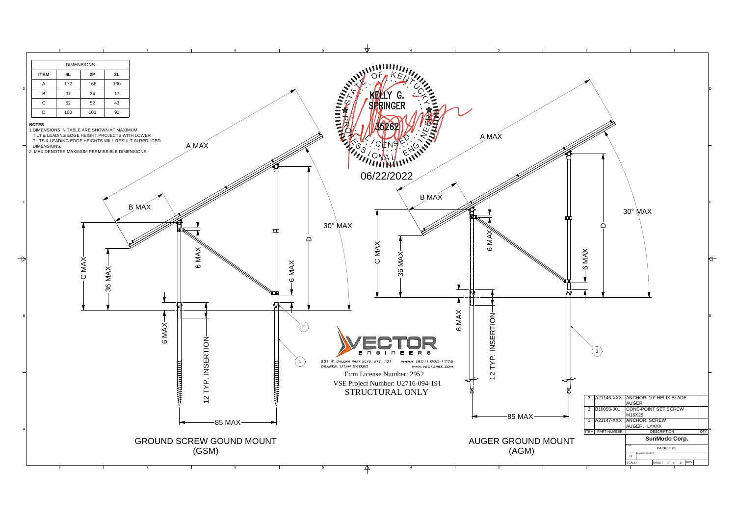| DIMENSIONS | | | |
|---|---|---|---|
| ITEM | 4L | 2P | 3L |
| A | 172 | 166 | 130 |
| B | 37 | 34 | 17 |
| C | 52 | 52 | 43 |
| D | 100 | 101 | 92 |

**NOTES**

1. DIMENSIONS IN TABLE ARE SHOWN AT MAXIMUM TILT & LEADING EDGE HEIGHT.PROJECTS WITH LOWER TILTS & LEADING EDGE HEIGHTS WILL RESULT IN REDUCED DIMENSIONS.
2. MAX DENOTES MAXIMUM PERMISSIBLE DIMENSIONS.

A MAX

B MAX

C MAX

36 MAX

6 MAX

12 TYP. INSERTION

85 MAX

D

30° MAX

GROUND SCREW GOUND MOUNT (GSM)

AUGER GROUND MOUNT (AGM)

STATE OF KENTUCKY
KELLY G. SPRINGER
35262
LICENSED PROFESSIONAL ENGINEER

06/22/2022

VECTOR ENGINEERS

651 W. GALENA PARK BLVD. STE. 101 DRAPER, UTAH 84020
PHONE (801) 990-1775 WWW.VECTORSE.COM

Firm License Number: 2952

VSE Project Number: U2716-094-191

STRUCTURAL ONLY

| ITEM | PART NUMBER | DESCRIPTION | QTY |
|---|---|---|---|
| 3 | A21146-XXX | ANCHOR, 10" HELIX BLADE AUGER | |
| 2 | B10055-001 | CONE-POINT SET SCREW M16X25 | |
| 1 | A21147-XXX | ANCHOR, SCREW AUGER, L=XXX | |

**SunModo Corp.**

PACKET B1

SIZE: D

SCALE:

SHEET 3 of 4

REV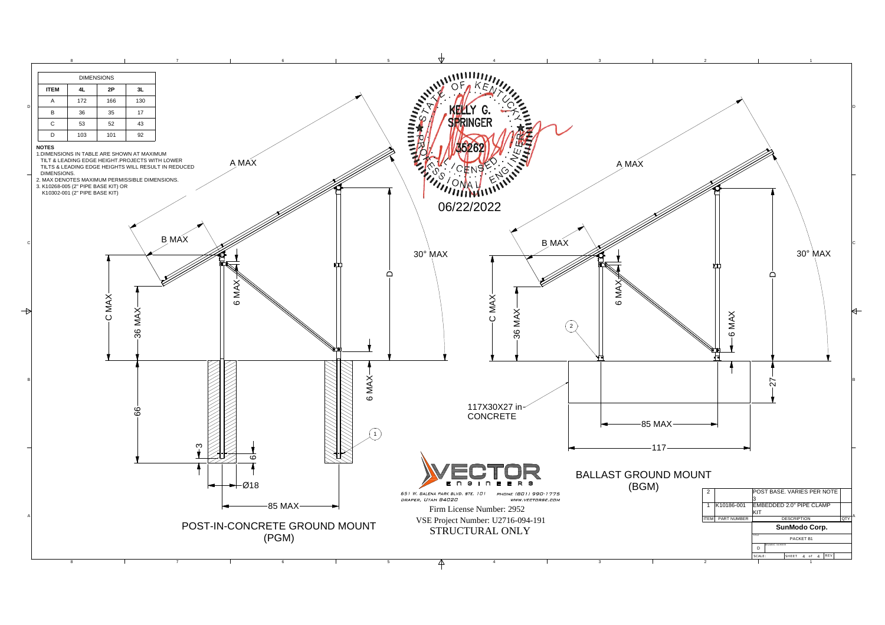| DIMENSIONS | | | |
|---|---|---|---|
| ITEM | 4L | 2P | 3L |
| A | 172 | 166 | 130 |
| B | 36 | 35 | 17 |
| C | 53 | 52 | 43 |
| D | 103 | 101 | 92 |

**NOTES**

1. DIMENSIONS IN TABLE ARE SHOWN AT MAXIMUM TILT & LEADING EDGE HEIGHT. PROJECTS WITH LOWER TILTS & LEADING EDGE HEIGHTS WILL RESULT IN REDUCED DIMENSIONS.
2. MAX DENOTES MAXIMUM PERMISSIBLE DIMENSIONS.
3. K10268-005 (2" PIPE BASE KIT) OR K10302-001 (2" PIPE BASE KIT)

A MAX

B MAX

30° MAX

D

C MAX

36 MAX

6 MAX

66

3

6

Ø18

85 MAX

1

POST-IN-CONCRETE GROUND MOUNT (PGM)

STATE OF KENTUCKY
KELLY G. SPRINGER
35262
LICENSED PROFESSIONAL ENGINEER

06/22/2022

VECTOR ENGINEERS

651 W. GALENA PARK BLVD. STE. 101
DRAPER, UTAH 84020

PHONE (801) 990-1775
WWW.VECTORSE.COM

Firm License Number: 2952

VSE Project Number: U2716-094-191

STRUCTURAL ONLY

A MAX

B MAX

30° MAX

D

C MAX

36 MAX

6 MAX

6 MAX

2

27

117X30X27 in-CONCRETE

85 MAX

117

BALLAST GROUND MOUNT (BGM)

| ITEM | PART NUMBER | DESCRIPTION | QTY |
|---|---|---|---|
| 2 | | POST BASE. VARIES PER NOTE 3 | |
| 1 | K10186-001 | EMBEDDED 2.0" PIPE CLAMP KIT | |

SunModo Corp.

PACKET B1

D

SCALE: SHEET 4 of 4 REV